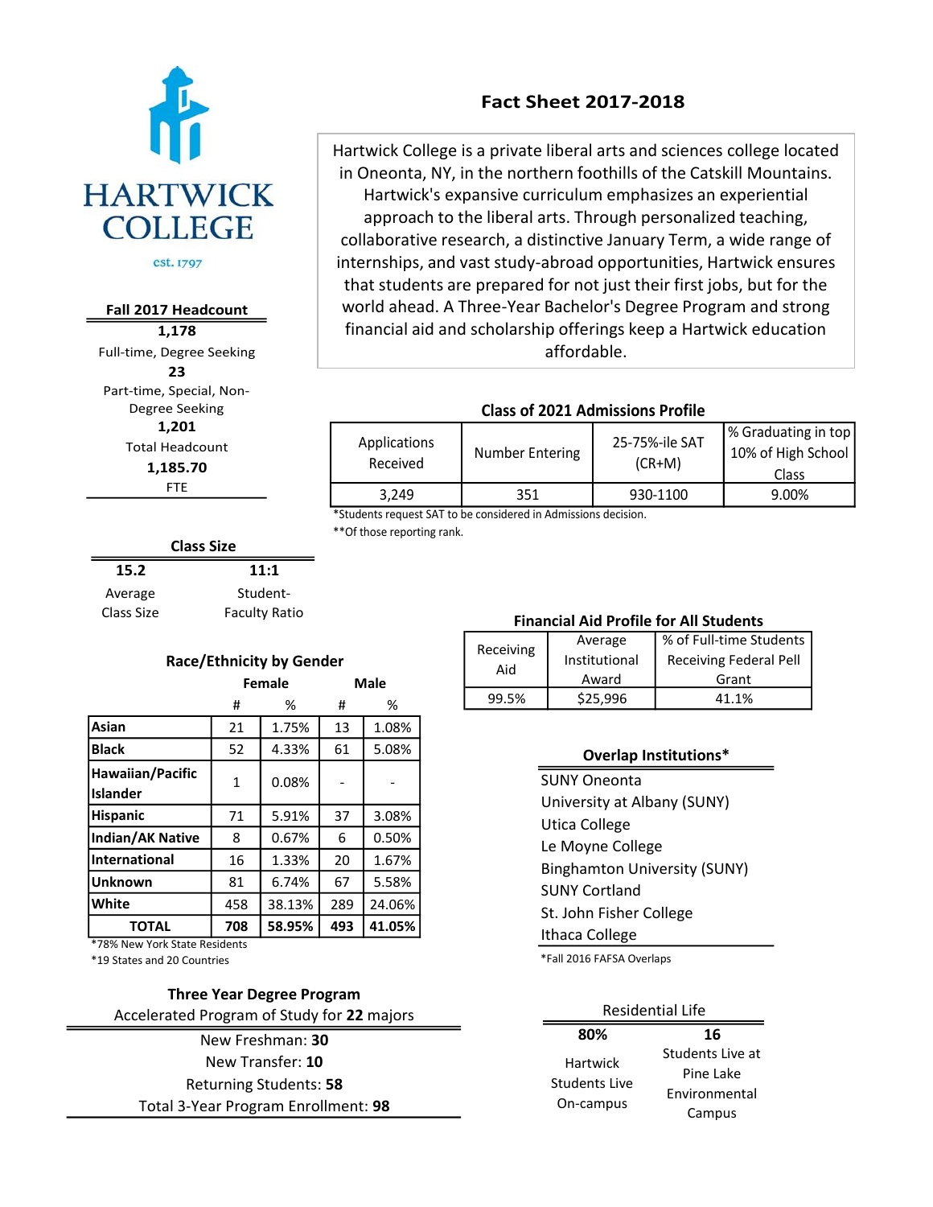# HARTWICK COLLEGE

est. 1797

## Fact Sheet 2017-2018

Hartwick College is a private liberal arts and sciences college located in Oneonta, NY, in the northern foothills of the Catskill Mountains. Hartwick's expansive curriculum emphasizes an experiential approach to the liberal arts. Through personalized teaching, collaborative research, a distinctive January Term, a wide range of internships, and vast study-abroad opportunities, Hartwick ensures that students are prepared for not just their first jobs, but for the world ahead. A Three-Year Bachelor's Degree Program and strong financial aid and scholarship offerings keep a Hartwick education affordable.

### Fall 2017 Headcount

**1,178**
Full-time, Degree Seeking

**23**
Part-time, Special, Non-Degree Seeking

**1,201**
Total Headcount

**1,185.70**
FTE

### Class of 2021 Admissions Profile

| Applications Received | Number Entering | 25-75%-ile SAT (CR+M) | % Graduating in top 10% of High School Class |
|---|---|---|---|
| 3,249 | 351 | 930-1100 | 9.00% |

*Students request SAT to be considered in Admissions decision.
**Of those reporting rank.

### Class Size

| 15.2 | 11:1 |
|---|---|
| Average Class Size | Student-Faculty Ratio |

### Financial Aid Profile for All Students

| Receiving Aid | Average Institutional Award | % of Full-time Students Receiving Federal Pell Grant |
|---|---|---|
| 99.5% | $25,996 | 41.1% |

### Race/Ethnicity by Gender

| | Female | | Male | |
|---|---|---|---|---|
| | # | % | # | % |
| **Asian** | 21 | 1.75% | 13 | 1.08% |
| **Black** | 52 | 4.33% | 61 | 5.08% |
| **Hawaiian/Pacific Islander** | 1 | 0.08% | - | - |
| **Hispanic** | 71 | 5.91% | 37 | 3.08% |
| **Indian/AK Native** | 8 | 0.67% | 6 | 0.50% |
| **International** | 16 | 1.33% | 20 | 1.67% |
| **Unknown** | 81 | 6.74% | 67 | 5.58% |
| **White** | 458 | 38.13% | 289 | 24.06% |
| **TOTAL** | **708** | **58.95%** | **493** | **41.05%** |

*78% New York State Residents
*19 States and 20 Countries

### Overlap Institutions*

- SUNY Oneonta
- University at Albany (SUNY)
- Utica College
- Le Moyne College
- Binghamton University (SUNY)
- SUNY Cortland
- St. John Fisher College
- Ithaca College

*Fall 2016 FAFSA Overlaps

### Three Year Degree Program

Accelerated Program of Study for **22** majors

New Freshman: **30**
New Transfer: **10**
Returning Students: **58**
Total 3-Year Program Enrollment: **98**

### Residential Life

| 80% | 16 |
|---|---|
| Hartwick Students Live On-campus | Students Live at Pine Lake Environmental Campus |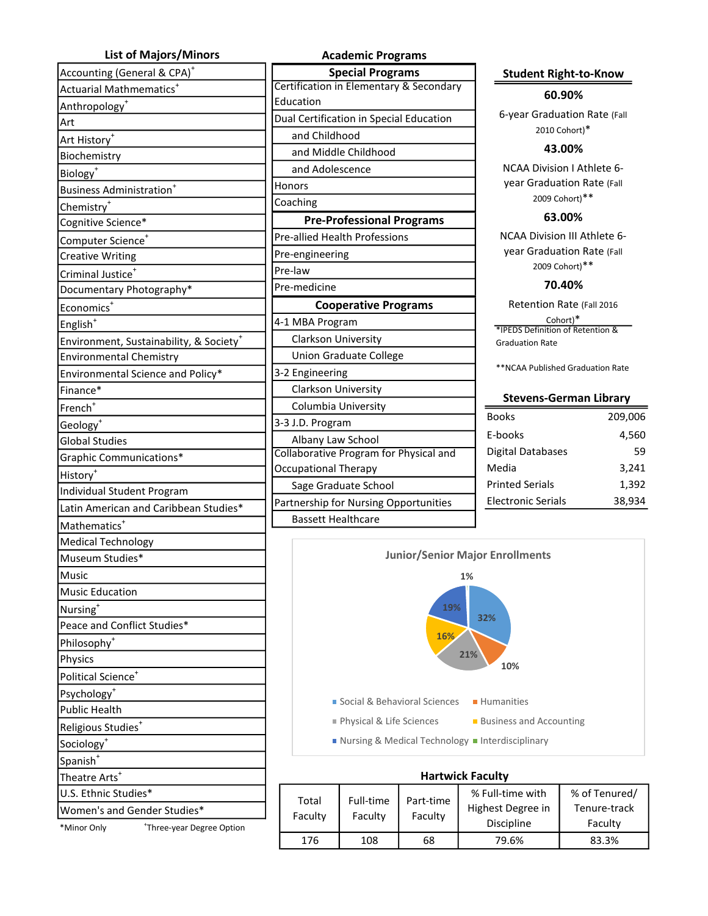## List of Majors/Minors

| |
|---|
| Accounting (General & CPA)+ |
| Actuarial Mathmematics+ |
| Anthropology+ |
| Art |
| Art History+ |
| Biochemistry |
| Biology+ |
| Business Administration+ |
| Chemistry+ |
| Cognitive Science* |
| Computer Science+ |
| Creative Writing |
| Criminal Justice+ |
| Documentary Photography* |
| Economics+ |
| English+ |
| Environment, Sustainability, & Society+ |
| Environmental Chemistry |
| Environmental Science and Policy* |
| Finance* |
| French+ |
| Geology+ |
| Global Studies |
| Graphic Communications* |
| History+ |
| Individual Student Program |
| Latin American and Caribbean Studies* |
| Mathematics+ |
| Medical Technology |
| Museum Studies* |
| Music |
| Music Education |
| Nursing+ |
| Peace and Conflict Studies* |
| Philosophy+ |
| Physics |
| Political Science+ |
| Psychology+ |
| Public Health |
| Religious Studies+ |
| Sociology+ |
| Spanish+ |
| Theatre Arts+ |
| U.S. Ethnic Studies* |
| Women's and Gender Studies* |

*Minor Only   +Three-year Degree Option

## Academic Programs

| **Special Programs** |
|---|
| Certification in Elementary & Secondary Education |
| Dual Certification in Special Education |
| and Childhood |
| and Middle Childhood |
| and Adolescence |
| Honors |
| Coaching |
| **Pre-Professional Programs** |
| Pre-allied Health Professions |
| Pre-engineering |
| Pre-law |
| Pre-medicine |
| **Cooperative Programs** |
| 4-1 MBA Program |
| Clarkson University |
| Union Graduate College |
| 3-2 Engineering |
| Clarkson University |
| Columbia University |
| 3-3 J.D. Program |
| Albany Law School |
| Collaborative Program for Physical and Occupational Therapy |
| Sage Graduate School |
| Partnership for Nursing Opportunities |
| Bassett Healthcare |

## Student Right-to-Know

**60.90%**
6-year Graduation Rate (Fall 2010 Cohort)*

**43.00%**
NCAA Division I Athlete 6-year Graduation Rate (Fall 2009 Cohort)**

**63.00%**
NCAA Division III Athlete 6-year Graduation Rate (Fall 2009 Cohort)**

**70.40%**
Retention Rate (Fall 2016 Cohort)*

*IPEDS Definition of Retention & Graduation Rate

**NCAA Published Graduation Rate

## Stevens-German Library

| | |
|---|---|
| Books | 209,006 |
| E-books | 4,560 |
| Digital Databases | 59 |
| Media | 3,241 |
| Printed Serials | 1,392 |
| Electronic Serials | 38,934 |

## Junior/Senior Major Enrollments

| Field | % |
|---|---|
| Social & Behavioral Sciences | 32% |
| Humanities | 10% |
| Physical & Life Sciences | 21% |
| Business and Accounting | 16% |
| Nursing & Medical Technology | 19% |
| Interdisciplinary | 1% |

## Hartwick Faculty

| Total Faculty | Full-time Faculty | Part-time Faculty | % Full-time with Highest Degree in Discipline | % of Tenured/ Tenure-track Faculty |
|---|---|---|---|---|
| 176 | 108 | 68 | 79.6% | 83.3% |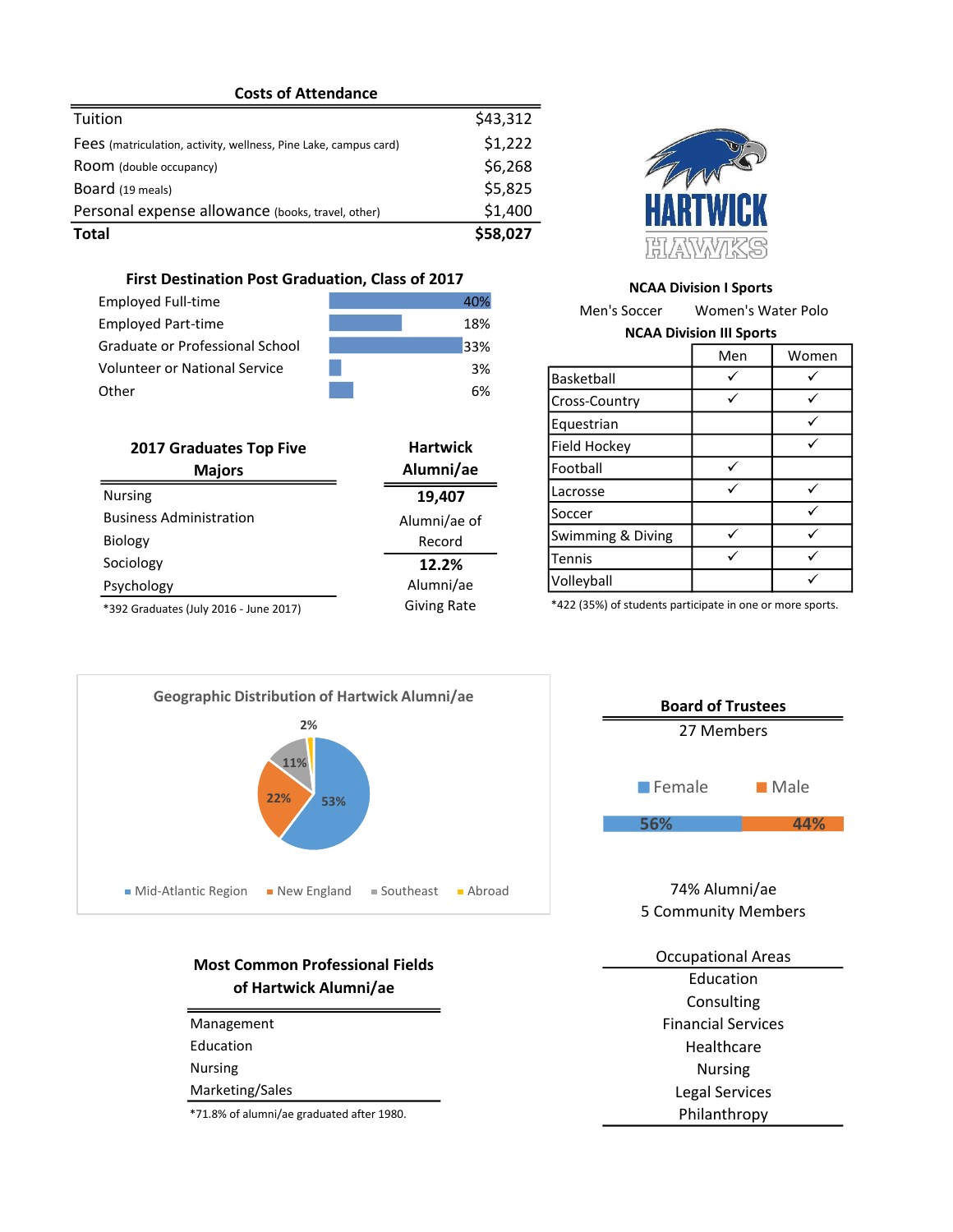## Costs of Attendance

| | |
|---|---|
| Tuition | $43,312 |
| Fees (matriculation, activity, wellness, Pine Lake, campus card) | $1,222 |
| Room (double occupancy) | $6,268 |
| Board (19 meals) | $5,825 |
| Personal expense allowance (books, travel, other) | $1,400 |
| **Total** | **$58,027** |

HARTWICK HAWKS

## First Destination Post Graduation, Class of 2017

| | |
|---|---|
| Employed Full-time | 40% |
| Employed Part-time | 18% |
| Graduate or Professional School | 33% |
| Volunteer or National Service | 3% |
| Other | 6% |

## NCAA Division I Sports

Men's Soccer    Women's Water Polo

## NCAA Division III Sports

| | Men | Women |
|---|---|---|
| Basketball | ✓ | ✓ |
| Cross-Country | ✓ | ✓ |
| Equestrian | | ✓ |
| Field Hockey | | ✓ |
| Football | ✓ | |
| Lacrosse | ✓ | ✓ |
| Soccer | | ✓ |
| Swimming & Diving | ✓ | ✓ |
| Tennis | ✓ | ✓ |
| Volleyball | | ✓ |

*422 (35%) of students participate in one or more sports.

## 2017 Graduates Top Five Majors

- Nursing
- Business Administration
- Biology
- Sociology
- Psychology

*392 Graduates (July 2016 - June 2017)

## Hartwick Alumni/ae

**19,407**
Alumni/ae of Record

**12.2%**
Alumni/ae Giving Rate

## Geographic Distribution of Hartwick Alumni/ae

| Region | Percentage |
|---|---|
| Mid-Atlantic Region | 53% |
| New England | 22% |
| Southeast | 11% |
| Abroad | 2% |

## Board of Trustees

27 Members

| Female | Male |
|---|---|
| 56% | 44% |

74% Alumni/ae
5 Community Members

### Occupational Areas

- Education
- Consulting
- Financial Services
- Healthcare
- Nursing
- Legal Services
- Philanthropy

## Most Common Professional Fields of Hartwick Alumni/ae

- Management
- Education
- Nursing
- Marketing/Sales

*71.8% of alumni/ae graduated after 1980.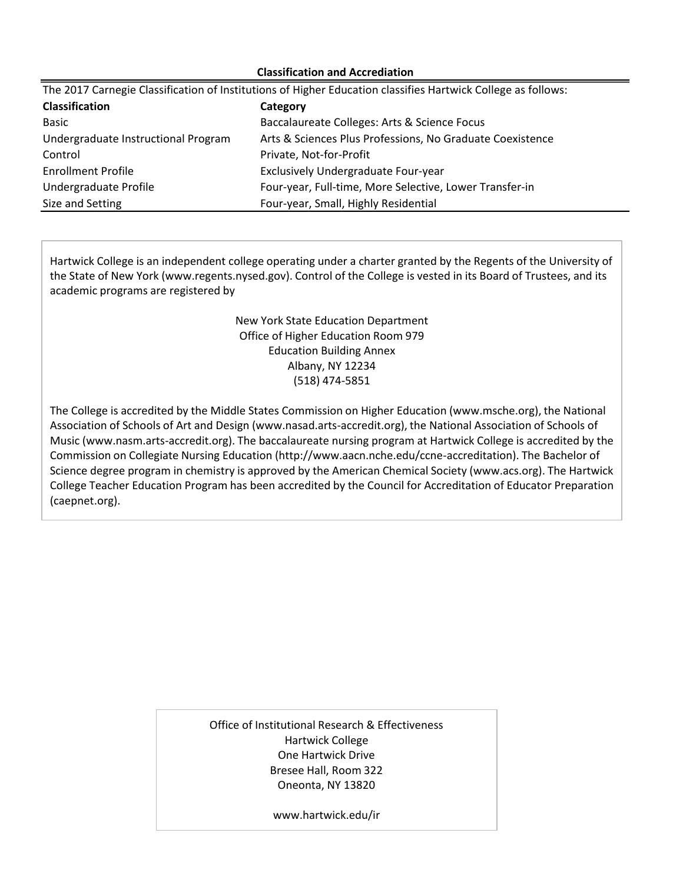## Classification and Accrediation

The 2017 Carnegie Classification of Institutions of Higher Education classifies Hartwick College as follows:

| Classification | Category |
|---|---|
| Basic | Baccalaureate Colleges: Arts & Science Focus |
| Undergraduate Instructional Program | Arts & Sciences Plus Professions, No Graduate Coexistence |
| Control | Private, Not-for-Profit |
| Enrollment Profile | Exclusively Undergraduate Four-year |
| Undergraduate Profile | Four-year, Full-time, More Selective, Lower Transfer-in |
| Size and Setting | Four-year, Small, Highly Residential |

Hartwick College is an independent college operating under a charter granted by the Regents of the University of the State of New York (www.regents.nysed.gov). Control of the College is vested in its Board of Trustees, and its academic programs are registered by

New York State Education Department
Office of Higher Education Room 979
Education Building Annex
Albany, NY 12234
(518) 474-5851

The College is accredited by the Middle States Commission on Higher Education (www.msche.org), the National Association of Schools of Art and Design (www.nasad.arts-accredit.org), the National Association of Schools of Music (www.nasm.arts-accredit.org). The baccalaureate nursing program at Hartwick College is accredited by the Commission on Collegiate Nursing Education (http://www.aacn.nche.edu/ccne-accreditation). The Bachelor of Science degree program in chemistry is approved by the American Chemical Society (www.acs.org). The Hartwick College Teacher Education Program has been accredited by the Council for Accreditation of Educator Preparation (caepnet.org).

Office of Institutional Research & Effectiveness
Hartwick College
One Hartwick Drive
Bresee Hall, Room 322
Oneonta, NY 13820

www.hartwick.edu/ir